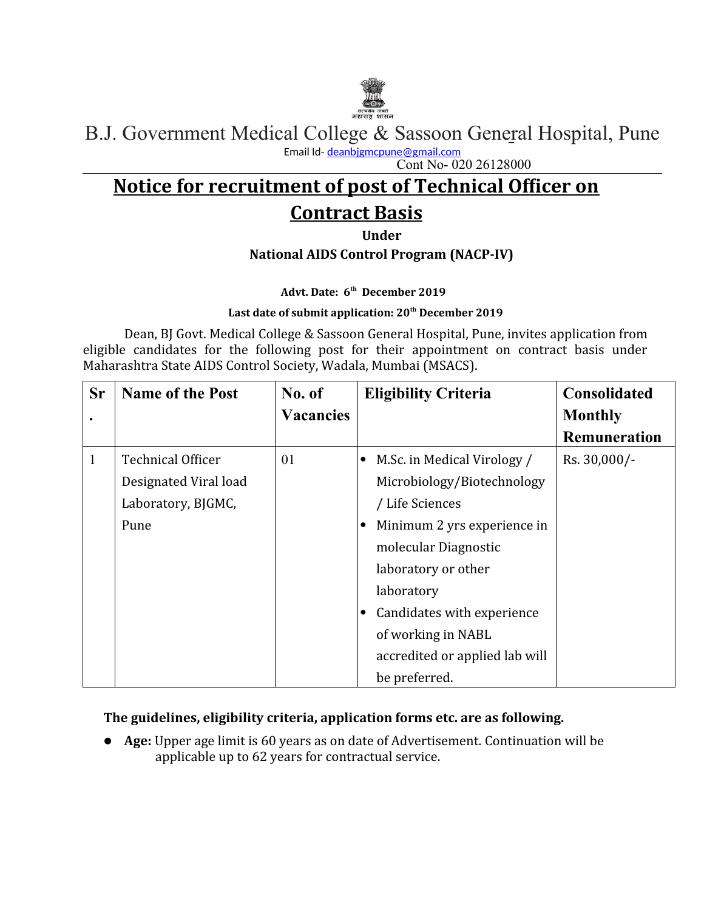# B.J. Government Medical College & Sassoon General Hospital, Pune

Email Id- deanbjgmcpune@gmail.com

Cont No- 020 26128000

## **Notice for recruitment of post of Technical Officer on Contract Basis**

**Under**

**National AIDS Control Program (NACP-IV)**

**Advt. Date: 6th December 2019**

**Last date of submit application: 20th December 2019**

Dean, BJ Govt. Medical College & Sassoon General Hospital, Pune, invites application from eligible candidates for the following post for their appointment on contract basis under Maharashtra State AIDS Control Society, Wadala, Mumbai (MSACS).

| Sr. | Name of the Post | No. of Vacancies | Eligibility Criteria | Consolidated Monthly Remuneration |
|---|---|---|---|---|
| 1 | Technical Officer Designated Viral load Laboratory, BJGMC, Pune | 01 | • M.Sc. in Medical Virology / Microbiology/Biotechnology / Life Sciences<br>• Minimum 2 yrs experience in molecular Diagnostic laboratory or other laboratory<br>• Candidates with experience of working in NABL accredited or applied lab will be preferred. | Rs. 30,000/- |

**The guidelines, eligibility criteria, application forms etc. are as following.**

- **Age:** Upper age limit is 60 years as on date of Advertisement. Continuation will be applicable up to 62 years for contractual service.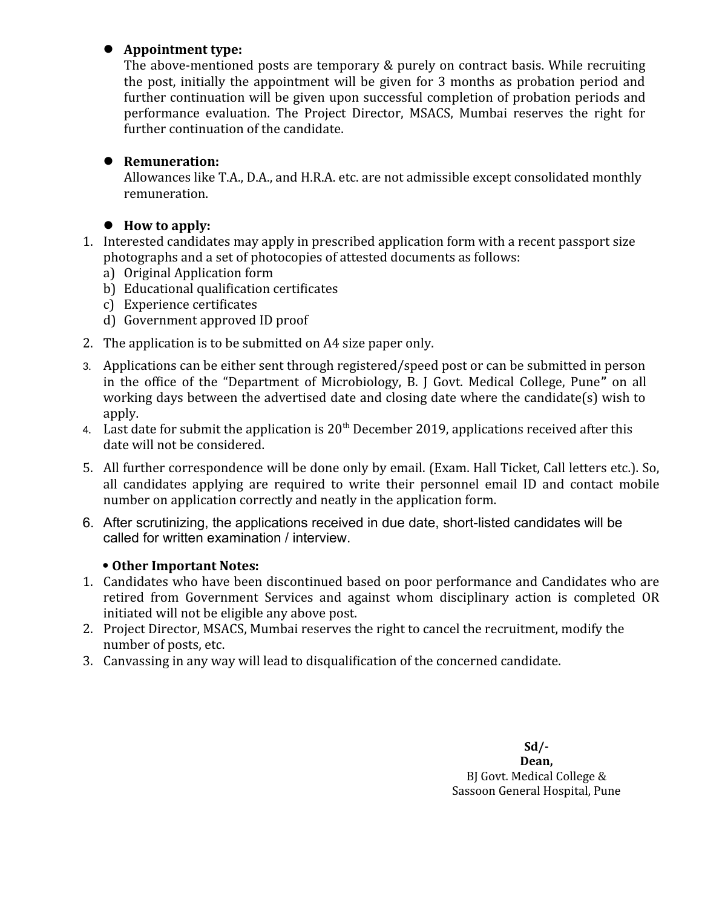- **Appointment type:**
  The above-mentioned posts are temporary & purely on contract basis. While recruiting the post, initially the appointment will be given for 3 months as probation period and further continuation will be given upon successful completion of probation periods and performance evaluation. The Project Director, MSACS, Mumbai reserves the right for further continuation of the candidate.

- **Remuneration:**
  Allowances like T.A., D.A., and H.R.A. etc. are not admissible except consolidated monthly remuneration.

- **How to apply:**

1. Interested candidates may apply in prescribed application form with a recent passport size photographs and a set of photocopies of attested documents as follows:
   a) Original Application form
   b) Educational qualification certificates
   c) Experience certificates
   d) Government approved ID proof
2. The application is to be submitted on A4 size paper only.
3. Applications can be either sent through registered/speed post or can be submitted in person in the office of the "Department of Microbiology, B. J Govt. Medical College, Pune**"** on all working days between the advertised date and closing date where the candidate(s) wish to apply.
4. Last date for submit the application is 20th December 2019, applications received after this date will not be considered.
5. All further correspondence will be done only by email. (Exam. Hall Ticket, Call letters etc.). So, all candidates applying are required to write their personnel email ID and contact mobile number on application correctly and neatly in the application form.
6. After scrutinizing, the applications received in due date, short-listed candidates will be called for written examination / interview.

- **Other Important Notes:**

1. Candidates who have been discontinued based on poor performance and Candidates who are retired from Government Services and against whom disciplinary action is completed OR initiated will not be eligible any above post.
2. Project Director, MSACS, Mumbai reserves the right to cancel the recruitment, modify the number of posts, etc.
3. Canvassing in any way will lead to disqualification of the concerned candidate.

**Sd/-**
**Dean,**
BJ Govt. Medical College &
Sassoon General Hospital, Pune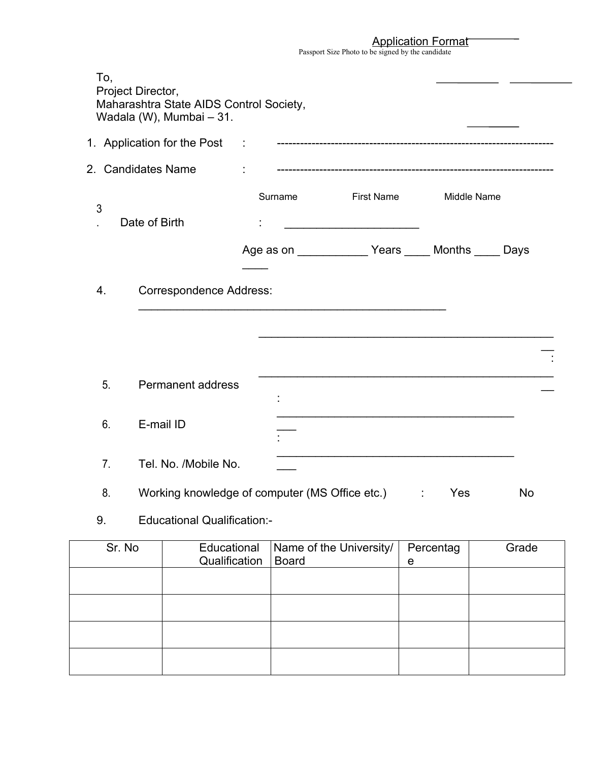# Application Format

Passport Size Photo to be signed by the candidate

To,
Project Director,
Maharashtra State AIDS Control Society,
Wadala (W), Mumbai – 31.

1. Application for the Post : ------------------------------------------------------------------------

2. Candidates Name : ------------------------------------------------------------------------

   Surname First Name Middle Name

3. Date of Birth : ______________________

   Age as on ___________ Years ____ Months ____ Days ____

4. Correspondence Address: ___________________________________________________

   ___________________________________________________

5. Permanent address : ___________________________________________________

6. E-mail ID : ___________________________________________

7. Tel. No. /Mobile No. : ___________________________________________

8. Working knowledge of computer (MS Office etc.) : Yes No

9. Educational Qualification:-

| Sr. No | Educational Qualification | Name of the University/ Board | Percentage | Grade |
|---|---|---|---|---|
| | | | | |
| | | | | |
| | | | | |
| | | | | |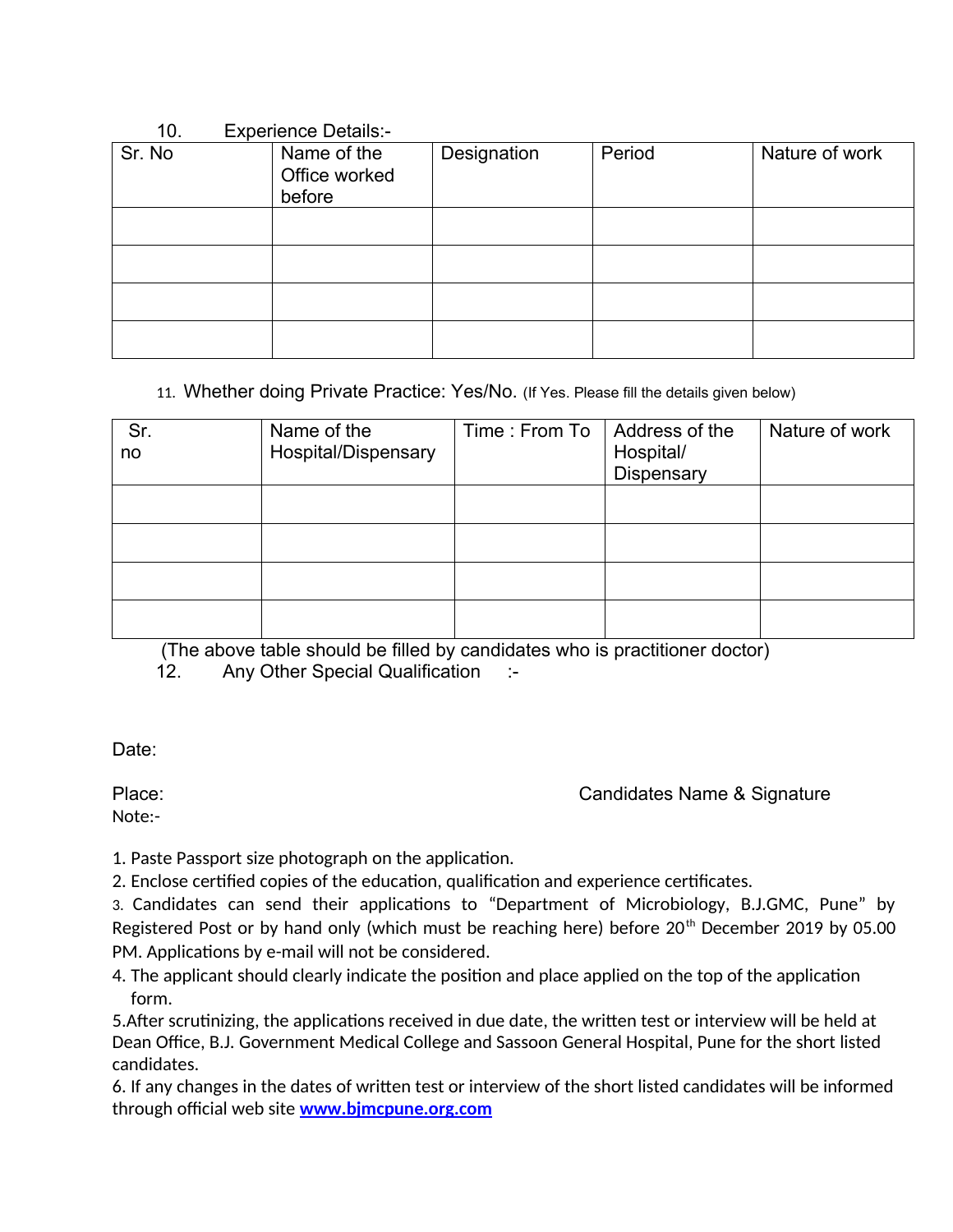10. Experience Details:-

| Sr. No | Name of the Office worked before | Designation | Period | Nature of work |
|---|---|---|---|---|
| | | | | |
| | | | | |
| | | | | |
| | | | | |

11. Whether doing Private Practice: Yes/No. (If Yes. Please fill the details given below)

| Sr. no | Name of the Hospital/Dispensary | Time : From To | Address of the Hospital/ Dispensary | Nature of work |
|---|---|---|---|---|
| | | | | |
| | | | | |
| | | | | |
| | | | | |

(The above table should be filled by candidates who is practitioner doctor)

12. Any Other Special Qualification :-

Date:

Place: Candidates Name & Signature

Note:-

1. Paste Passport size photograph on the application.
2. Enclose certified copies of the education, qualification and experience certificates.
3. Candidates can send their applications to "Department of Microbiology, B.J.GMC, Pune" by Registered Post or by hand only (which must be reaching here) before 20th December 2019 by 05.00 PM. Applications by e-mail will not be considered.
4. The applicant should clearly indicate the position and place applied on the top of the application form.
5. After scrutinizing, the applications received in due date, the written test or interview will be held at Dean Office, B.J. Government Medical College and Sassoon General Hospital, Pune for the short listed candidates.
6. If any changes in the dates of written test or interview of the short listed candidates will be informed through official web site **www.bjmcpune.org.com**